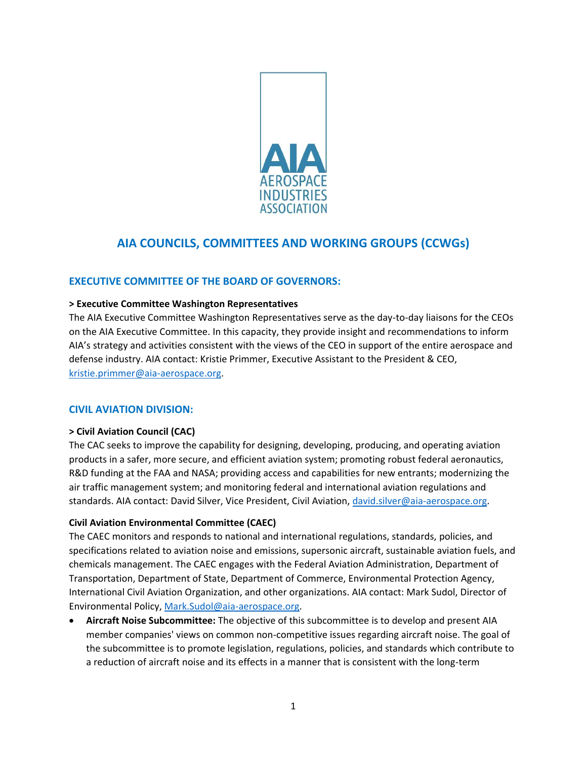AIA AEROSPACE INDUSTRIES ASSOCIATION

# AIA COUNCILS, COMMITTEES AND WORKING GROUPS (CCWGs)

## EXECUTIVE COMMITTEE OF THE BOARD OF GOVERNORS:

**> Executive Committee Washington Representatives**

The AIA Executive Committee Washington Representatives serve as the day-to-day liaisons for the CEOs on the AIA Executive Committee. In this capacity, they provide insight and recommendations to inform AIA's strategy and activities consistent with the views of the CEO in support of the entire aerospace and defense industry. AIA contact: Kristie Primmer, Executive Assistant to the President & CEO, kristie.primmer@aia-aerospace.org.

## CIVIL AVIATION DIVISION:

**> Civil Aviation Council (CAC)**

The CAC seeks to improve the capability for designing, developing, producing, and operating aviation products in a safer, more secure, and efficient aviation system; promoting robust federal aeronautics, R&D funding at the FAA and NASA; providing access and capabilities for new entrants; modernizing the air traffic management system; and monitoring federal and international aviation regulations and standards. AIA contact: David Silver, Vice President, Civil Aviation, david.silver@aia-aerospace.org.

**Civil Aviation Environmental Committee (CAEC)**

The CAEC monitors and responds to national and international regulations, standards, policies, and specifications related to aviation noise and emissions, supersonic aircraft, sustainable aviation fuels, and chemicals management. The CAEC engages with the Federal Aviation Administration, Department of Transportation, Department of State, Department of Commerce, Environmental Protection Agency, International Civil Aviation Organization, and other organizations. AIA contact: Mark Sudol, Director of Environmental Policy, Mark.Sudol@aia-aerospace.org.

- **Aircraft Noise Subcommittee:** The objective of this subcommittee is to develop and present AIA member companies' views on common non-competitive issues regarding aircraft noise. The goal of the subcommittee is to promote legislation, regulations, policies, and standards which contribute to a reduction of aircraft noise and its effects in a manner that is consistent with the long-term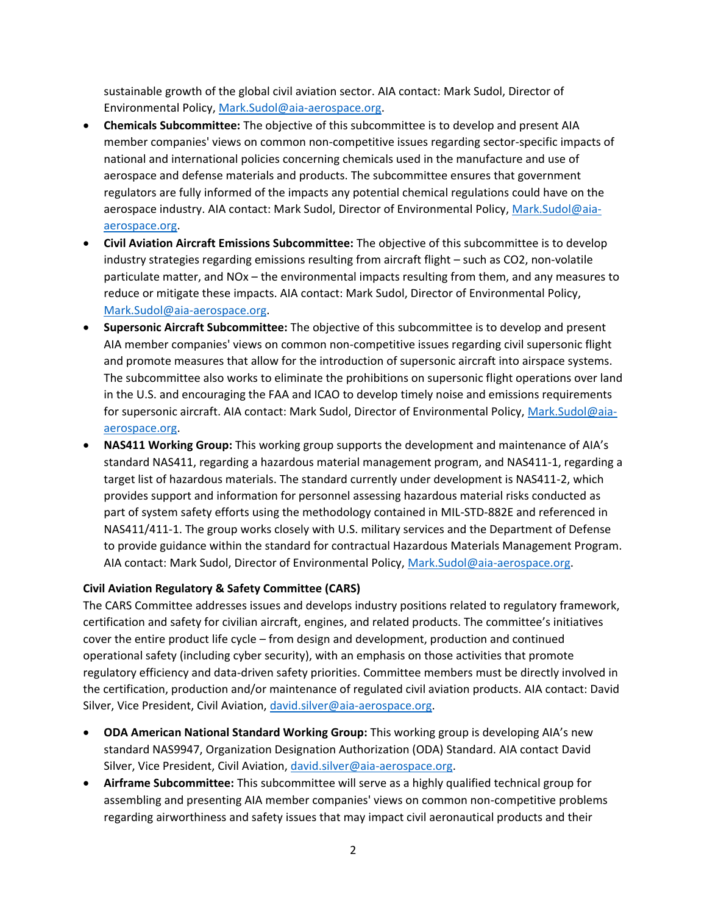sustainable growth of the global civil aviation sector. AIA contact: Mark Sudol, Director of Environmental Policy, Mark.Sudol@aia-aerospace.org.

- **Chemicals Subcommittee:** The objective of this subcommittee is to develop and present AIA member companies' views on common non-competitive issues regarding sector-specific impacts of national and international policies concerning chemicals used in the manufacture and use of aerospace and defense materials and products. The subcommittee ensures that government regulators are fully informed of the impacts any potential chemical regulations could have on the aerospace industry. AIA contact: Mark Sudol, Director of Environmental Policy, Mark.Sudol@aia-aerospace.org.
- **Civil Aviation Aircraft Emissions Subcommittee:** The objective of this subcommittee is to develop industry strategies regarding emissions resulting from aircraft flight – such as $CO_2$, non-volatile particulate matter, and $NO_x$ – the environmental impacts resulting from them, and any measures to reduce or mitigate these impacts. AIA contact: Mark Sudol, Director of Environmental Policy, Mark.Sudol@aia-aerospace.org.
- **Supersonic Aircraft Subcommittee:** The objective of this subcommittee is to develop and present AIA member companies' views on common non-competitive issues regarding civil supersonic flight and promote measures that allow for the introduction of supersonic aircraft into airspace systems. The subcommittee also works to eliminate the prohibitions on supersonic flight operations over land in the U.S. and encouraging the FAA and ICAO to develop timely noise and emissions requirements for supersonic aircraft. AIA contact: Mark Sudol, Director of Environmental Policy, Mark.Sudol@aia-aerospace.org.
- **NAS411 Working Group:** This working group supports the development and maintenance of AIA's standard NAS411, regarding a hazardous material management program, and NAS411-1, regarding a target list of hazardous materials. The standard currently under development is NAS411-2, which provides support and information for personnel assessing hazardous material risks conducted as part of system safety efforts using the methodology contained in MIL-STD-882E and referenced in NAS411/411-1. The group works closely with U.S. military services and the Department of Defense to provide guidance within the standard for contractual Hazardous Materials Management Program. AIA contact: Mark Sudol, Director of Environmental Policy, Mark.Sudol@aia-aerospace.org.

**Civil Aviation Regulatory & Safety Committee (CARS)**

The CARS Committee addresses issues and develops industry positions related to regulatory framework, certification and safety for civilian aircraft, engines, and related products. The committee's initiatives cover the entire product life cycle – from design and development, production and continued operational safety (including cyber security), with an emphasis on those activities that promote regulatory efficiency and data-driven safety priorities. Committee members must be directly involved in the certification, production and/or maintenance of regulated civil aviation products. AIA contact: David Silver, Vice President, Civil Aviation, david.silver@aia-aerospace.org.

- **ODA American National Standard Working Group:** This working group is developing AIA's new standard NAS9947, Organization Designation Authorization (ODA) Standard. AIA contact David Silver, Vice President, Civil Aviation, david.silver@aia-aerospace.org.
- **Airframe Subcommittee:** This subcommittee will serve as a highly qualified technical group for assembling and presenting AIA member companies' views on common non-competitive problems regarding airworthiness and safety issues that may impact civil aeronautical products and their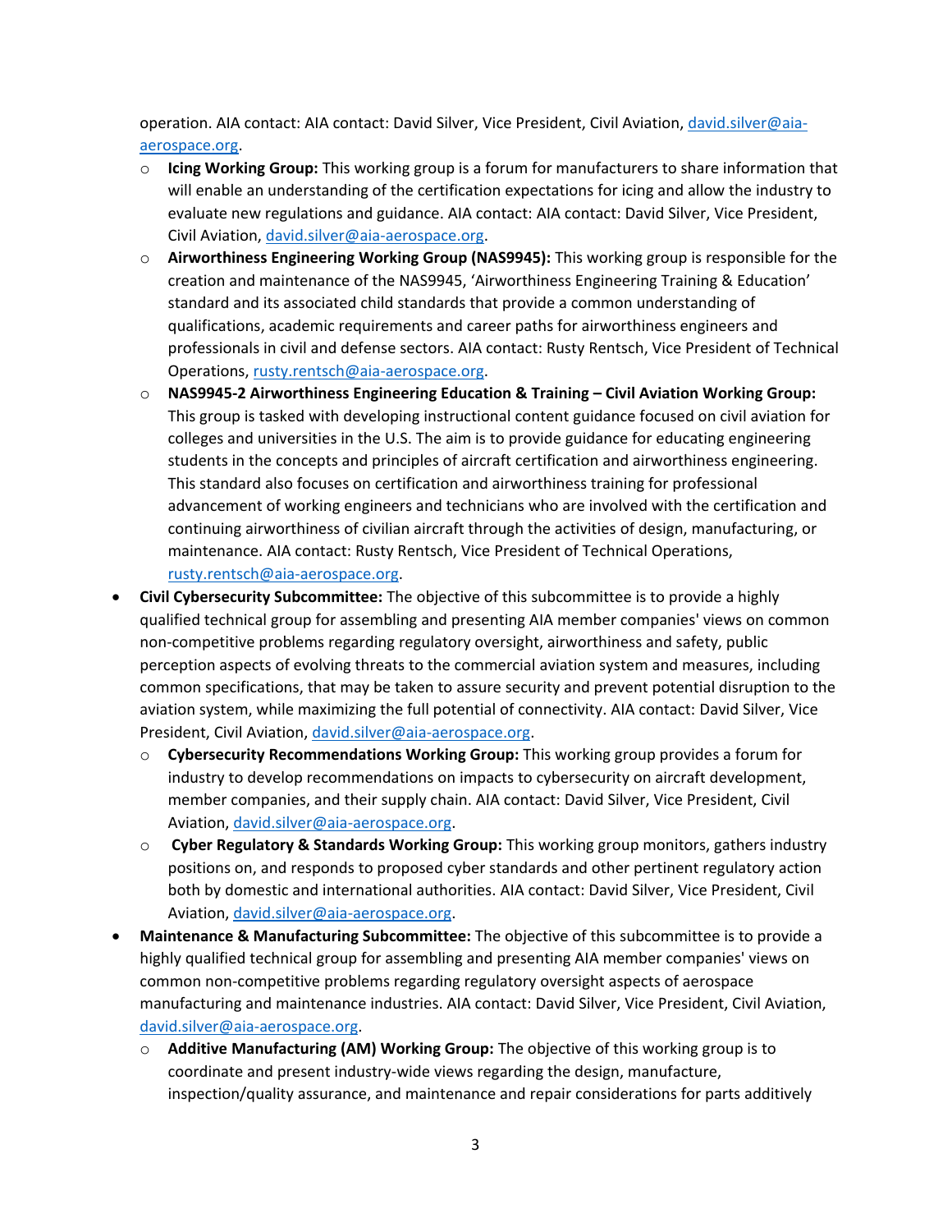operation. AIA contact: AIA contact: David Silver, Vice President, Civil Aviation, david.silver@aia-aerospace.org.

  - **Icing Working Group:** This working group is a forum for manufacturers to share information that will enable an understanding of the certification expectations for icing and allow the industry to evaluate new regulations and guidance. AIA contact: AIA contact: David Silver, Vice President, Civil Aviation, david.silver@aia-aerospace.org.
  - **Airworthiness Engineering Working Group (NAS9945):** This working group is responsible for the creation and maintenance of the NAS9945, 'Airworthiness Engineering Training & Education' standard and its associated child standards that provide a common understanding of qualifications, academic requirements and career paths for airworthiness engineers and professionals in civil and defense sectors. AIA contact: Rusty Rentsch, Vice President of Technical Operations, rusty.rentsch@aia-aerospace.org.
  - **NAS9945-2 Airworthiness Engineering Education & Training – Civil Aviation Working Group:** This group is tasked with developing instructional content guidance focused on civil aviation for colleges and universities in the U.S. The aim is to provide guidance for educating engineering students in the concepts and principles of aircraft certification and airworthiness engineering. This standard also focuses on certification and airworthiness training for professional advancement of working engineers and technicians who are involved with the certification and continuing airworthiness of civilian aircraft through the activities of design, manufacturing, or maintenance. AIA contact: Rusty Rentsch, Vice President of Technical Operations, rusty.rentsch@aia-aerospace.org.
- **Civil Cybersecurity Subcommittee:** The objective of this subcommittee is to provide a highly qualified technical group for assembling and presenting AIA member companies' views on common non-competitive problems regarding regulatory oversight, airworthiness and safety, public perception aspects of evolving threats to the commercial aviation system and measures, including common specifications, that may be taken to assure security and prevent potential disruption to the aviation system, while maximizing the full potential of connectivity. AIA contact: David Silver, Vice President, Civil Aviation, david.silver@aia-aerospace.org.
  - **Cybersecurity Recommendations Working Group:** This working group provides a forum for industry to develop recommendations on impacts to cybersecurity on aircraft development, member companies, and their supply chain. AIA contact: David Silver, Vice President, Civil Aviation, david.silver@aia-aerospace.org.
  - **Cyber Regulatory & Standards Working Group:** This working group monitors, gathers industry positions on, and responds to proposed cyber standards and other pertinent regulatory action both by domestic and international authorities. AIA contact: David Silver, Vice President, Civil Aviation, david.silver@aia-aerospace.org.
- **Maintenance & Manufacturing Subcommittee:** The objective of this subcommittee is to provide a highly qualified technical group for assembling and presenting AIA member companies' views on common non-competitive problems regarding regulatory oversight aspects of aerospace manufacturing and maintenance industries. AIA contact: David Silver, Vice President, Civil Aviation, david.silver@aia-aerospace.org.
  - **Additive Manufacturing (AM) Working Group:** The objective of this working group is to coordinate and present industry-wide views regarding the design, manufacture, inspection/quality assurance, and maintenance and repair considerations for parts additively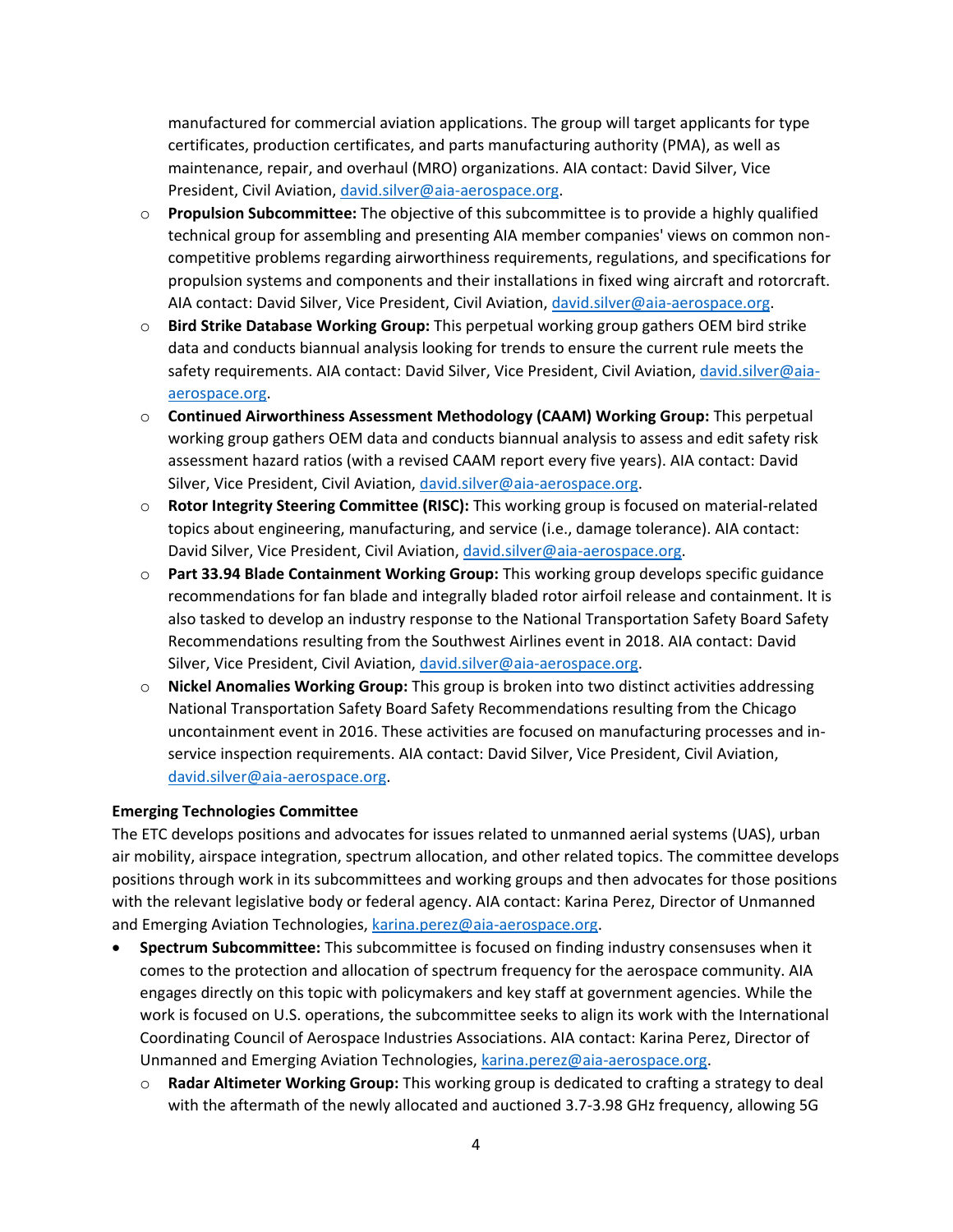manufactured for commercial aviation applications. The group will target applicants for type certificates, production certificates, and parts manufacturing authority (PMA), as well as maintenance, repair, and overhaul (MRO) organizations. AIA contact: David Silver, Vice President, Civil Aviation, david.silver@aia-aerospace.org.

   - **Propulsion Subcommittee:** The objective of this subcommittee is to provide a highly qualified technical group for assembling and presenting AIA member companies' views on common non-competitive problems regarding airworthiness requirements, regulations, and specifications for propulsion systems and components and their installations in fixed wing aircraft and rotorcraft. AIA contact: David Silver, Vice President, Civil Aviation, david.silver@aia-aerospace.org.
   - **Bird Strike Database Working Group:** This perpetual working group gathers OEM bird strike data and conducts biannual analysis looking for trends to ensure the current rule meets the safety requirements. AIA contact: David Silver, Vice President, Civil Aviation, david.silver@aia-aerospace.org.
   - **Continued Airworthiness Assessment Methodology (CAAM) Working Group:** This perpetual working group gathers OEM data and conducts biannual analysis to assess and edit safety risk assessment hazard ratios (with a revised CAAM report every five years). AIA contact: David Silver, Vice President, Civil Aviation, david.silver@aia-aerospace.org.
   - **Rotor Integrity Steering Committee (RISC):** This working group is focused on material-related topics about engineering, manufacturing, and service (i.e., damage tolerance). AIA contact: David Silver, Vice President, Civil Aviation, david.silver@aia-aerospace.org.
   - **Part 33.94 Blade Containment Working Group:** This working group develops specific guidance recommendations for fan blade and integrally bladed rotor airfoil release and containment. It is also tasked to develop an industry response to the National Transportation Safety Board Safety Recommendations resulting from the Southwest Airlines event in 2018. AIA contact: David Silver, Vice President, Civil Aviation, david.silver@aia-aerospace.org.
   - **Nickel Anomalies Working Group:** This group is broken into two distinct activities addressing National Transportation Safety Board Safety Recommendations resulting from the Chicago uncontainment event in 2016. These activities are focused on manufacturing processes and in-service inspection requirements. AIA contact: David Silver, Vice President, Civil Aviation, david.silver@aia-aerospace.org.

**Emerging Technologies Committee**

The ETC develops positions and advocates for issues related to unmanned aerial systems (UAS), urban air mobility, airspace integration, spectrum allocation, and other related topics. The committee develops positions through work in its subcommittees and working groups and then advocates for those positions with the relevant legislative body or federal agency. AIA contact: Karina Perez, Director of Unmanned and Emerging Aviation Technologies, karina.perez@aia-aerospace.org.

- **Spectrum Subcommittee:** This subcommittee is focused on finding industry consensuses when it comes to the protection and allocation of spectrum frequency for the aerospace community. AIA engages directly on this topic with policymakers and key staff at government agencies. While the work is focused on U.S. operations, the subcommittee seeks to align its work with the International Coordinating Council of Aerospace Industries Associations. AIA contact: Karina Perez, Director of Unmanned and Emerging Aviation Technologies, karina.perez@aia-aerospace.org.
   - **Radar Altimeter Working Group:** This working group is dedicated to crafting a strategy to deal with the aftermath of the newly allocated and auctioned 3.7-3.98 GHz frequency, allowing 5G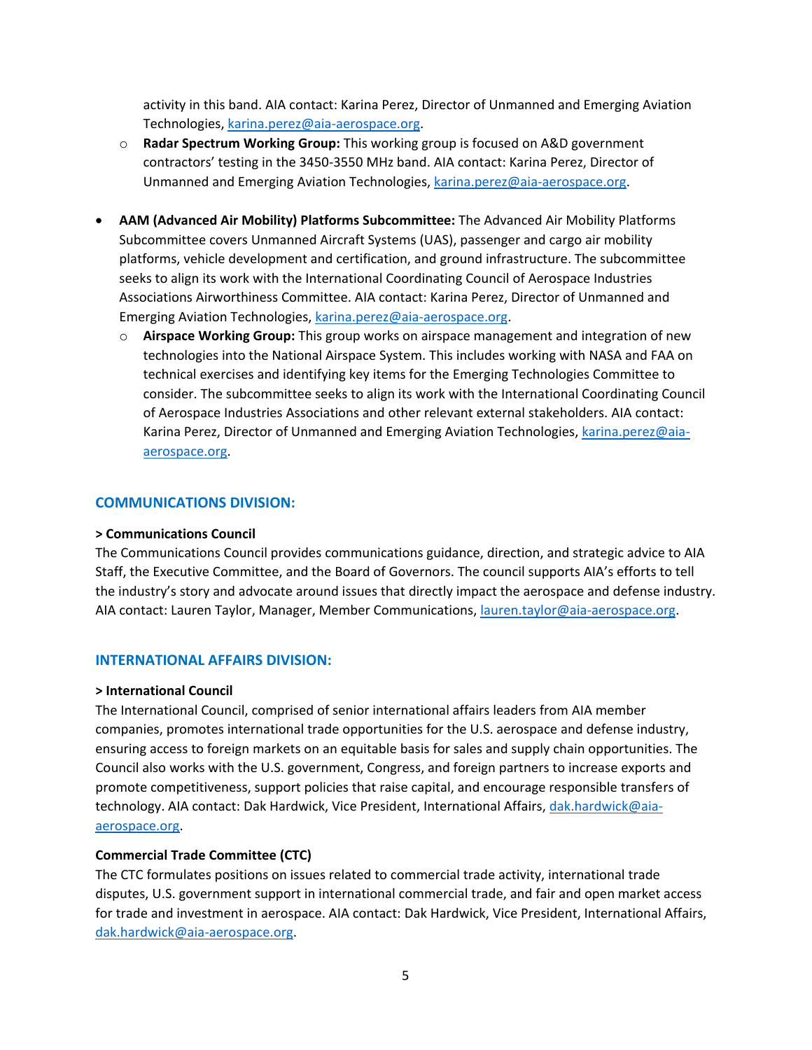activity in this band. AIA contact: Karina Perez, Director of Unmanned and Emerging Aviation Technologies, karina.perez@aia-aerospace.org.

  - **Radar Spectrum Working Group:** This working group is focused on A&D government contractors' testing in the 3450-3550 MHz band. AIA contact: Karina Perez, Director of Unmanned and Emerging Aviation Technologies, karina.perez@aia-aerospace.org.

- **AAM (Advanced Air Mobility) Platforms Subcommittee:** The Advanced Air Mobility Platforms Subcommittee covers Unmanned Aircraft Systems (UAS), passenger and cargo air mobility platforms, vehicle development and certification, and ground infrastructure. The subcommittee seeks to align its work with the International Coordinating Council of Aerospace Industries Associations Airworthiness Committee. AIA contact: Karina Perez, Director of Unmanned and Emerging Aviation Technologies, karina.perez@aia-aerospace.org.
  - **Airspace Working Group:** This group works on airspace management and integration of new technologies into the National Airspace System. This includes working with NASA and FAA on technical exercises and identifying key items for the Emerging Technologies Committee to consider. The subcommittee seeks to align its work with the International Coordinating Council of Aerospace Industries Associations and other relevant external stakeholders. AIA contact: Karina Perez, Director of Unmanned and Emerging Aviation Technologies, karina.perez@aia-aerospace.org.

## COMMUNICATIONS DIVISION:

**> Communications Council**

The Communications Council provides communications guidance, direction, and strategic advice to AIA Staff, the Executive Committee, and the Board of Governors. The council supports AIA's efforts to tell the industry's story and advocate around issues that directly impact the aerospace and defense industry. AIA contact: Lauren Taylor, Manager, Member Communications, lauren.taylor@aia-aerospace.org.

## INTERNATIONAL AFFAIRS DIVISION:

**> International Council**

The International Council, comprised of senior international affairs leaders from AIA member companies, promotes international trade opportunities for the U.S. aerospace and defense industry, ensuring access to foreign markets on an equitable basis for sales and supply chain opportunities. The Council also works with the U.S. government, Congress, and foreign partners to increase exports and promote competitiveness, support policies that raise capital, and encourage responsible transfers of technology. AIA contact: Dak Hardwick, Vice President, International Affairs, dak.hardwick@aia-aerospace.org.

**Commercial Trade Committee (CTC)**

The CTC formulates positions on issues related to commercial trade activity, international trade disputes, U.S. government support in international commercial trade, and fair and open market access for trade and investment in aerospace. AIA contact: Dak Hardwick, Vice President, International Affairs, dak.hardwick@aia-aerospace.org.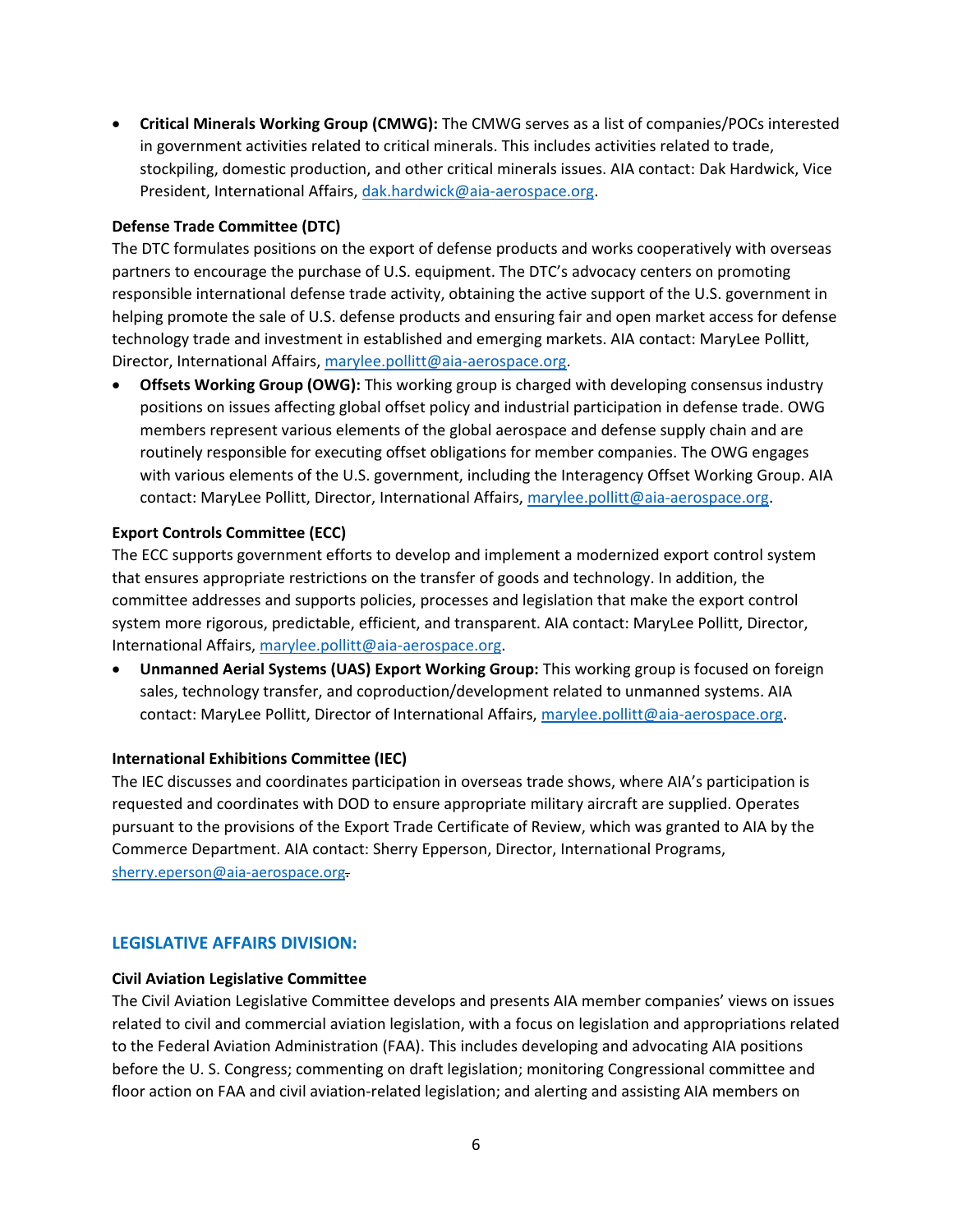- **Critical Minerals Working Group (CMWG):** The CMWG serves as a list of companies/POCs interested in government activities related to critical minerals. This includes activities related to trade, stockpiling, domestic production, and other critical minerals issues. AIA contact: Dak Hardwick, Vice President, International Affairs, dak.hardwick@aia-aerospace.org.

**Defense Trade Committee (DTC)**
The DTC formulates positions on the export of defense products and works cooperatively with overseas partners to encourage the purchase of U.S. equipment. The DTC's advocacy centers on promoting responsible international defense trade activity, obtaining the active support of the U.S. government in helping promote the sale of U.S. defense products and ensuring fair and open market access for defense technology trade and investment in established and emerging markets. AIA contact: MaryLee Pollitt, Director, International Affairs, marylee.pollitt@aia-aerospace.org.

- **Offsets Working Group (OWG):** This working group is charged with developing consensus industry positions on issues affecting global offset policy and industrial participation in defense trade. OWG members represent various elements of the global aerospace and defense supply chain and are routinely responsible for executing offset obligations for member companies. The OWG engages with various elements of the U.S. government, including the Interagency Offset Working Group. AIA contact: MaryLee Pollitt, Director, International Affairs, marylee.pollitt@aia-aerospace.org.

**Export Controls Committee (ECC)**
The ECC supports government efforts to develop and implement a modernized export control system that ensures appropriate restrictions on the transfer of goods and technology. In addition, the committee addresses and supports policies, processes and legislation that make the export control system more rigorous, predictable, efficient, and transparent. AIA contact: MaryLee Pollitt, Director, International Affairs, marylee.pollitt@aia-aerospace.org.

- **Unmanned Aerial Systems (UAS) Export Working Group:** This working group is focused on foreign sales, technology transfer, and coproduction/development related to unmanned systems. AIA contact: MaryLee Pollitt, Director of International Affairs, marylee.pollitt@aia-aerospace.org.

**International Exhibitions Committee (IEC)**
The IEC discusses and coordinates participation in overseas trade shows, where AIA's participation is requested and coordinates with DOD to ensure appropriate military aircraft are supplied. Operates pursuant to the provisions of the Export Trade Certificate of Review, which was granted to AIA by the Commerce Department. AIA contact: Sherry Epperson, Director, International Programs, sherry.eperson@aia-aerospace.org.

## LEGISLATIVE AFFAIRS DIVISION:

**Civil Aviation Legislative Committee**
The Civil Aviation Legislative Committee develops and presents AIA member companies' views on issues related to civil and commercial aviation legislation, with a focus on legislation and appropriations related to the Federal Aviation Administration (FAA). This includes developing and advocating AIA positions before the U. S. Congress; commenting on draft legislation; monitoring Congressional committee and floor action on FAA and civil aviation-related legislation; and alerting and assisting AIA members on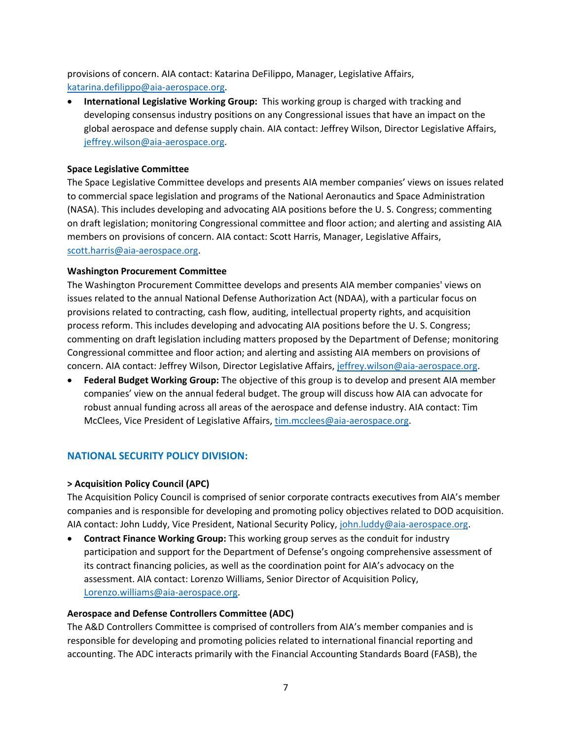provisions of concern. AIA contact: Katarina DeFilippo, Manager, Legislative Affairs, katarina.defilippo@aia-aerospace.org.

- **International Legislative Working Group:** This working group is charged with tracking and developing consensus industry positions on any Congressional issues that have an impact on the global aerospace and defense supply chain. AIA contact: Jeffrey Wilson, Director Legislative Affairs, jeffrey.wilson@aia-aerospace.org.

**Space Legislative Committee**

The Space Legislative Committee develops and presents AIA member companies' views on issues related to commercial space legislation and programs of the National Aeronautics and Space Administration (NASA). This includes developing and advocating AIA positions before the U. S. Congress; commenting on draft legislation; monitoring Congressional committee and floor action; and alerting and assisting AIA members on provisions of concern. AIA contact: Scott Harris, Manager, Legislative Affairs, scott.harris@aia-aerospace.org.

**Washington Procurement Committee**

The Washington Procurement Committee develops and presents AIA member companies' views on issues related to the annual National Defense Authorization Act (NDAA), with a particular focus on provisions related to contracting, cash flow, auditing, intellectual property rights, and acquisition process reform. This includes developing and advocating AIA positions before the U. S. Congress; commenting on draft legislation including matters proposed by the Department of Defense; monitoring Congressional committee and floor action; and alerting and assisting AIA members on provisions of concern. AIA contact: Jeffrey Wilson, Director Legislative Affairs, jeffrey.wilson@aia-aerospace.org.

- **Federal Budget Working Group:** The objective of this group is to develop and present AIA member companies' view on the annual federal budget. The group will discuss how AIA can advocate for robust annual funding across all areas of the aerospace and defense industry. AIA contact: Tim McClees, Vice President of Legislative Affairs, tim.mcclees@aia-aerospace.org.

## NATIONAL SECURITY POLICY DIVISION:

**> Acquisition Policy Council (APC)**

The Acquisition Policy Council is comprised of senior corporate contracts executives from AIA's member companies and is responsible for developing and promoting policy objectives related to DOD acquisition. AIA contact: John Luddy, Vice President, National Security Policy, john.luddy@aia-aerospace.org.

- **Contract Finance Working Group:** This working group serves as the conduit for industry participation and support for the Department of Defense's ongoing comprehensive assessment of its contract financing policies, as well as the coordination point for AIA's advocacy on the assessment. AIA contact: Lorenzo Williams, Senior Director of Acquisition Policy, Lorenzo.williams@aia-aerospace.org.

**Aerospace and Defense Controllers Committee (ADC)**

The A&D Controllers Committee is comprised of controllers from AIA's member companies and is responsible for developing and promoting policies related to international financial reporting and accounting. The ADC interacts primarily with the Financial Accounting Standards Board (FASB), the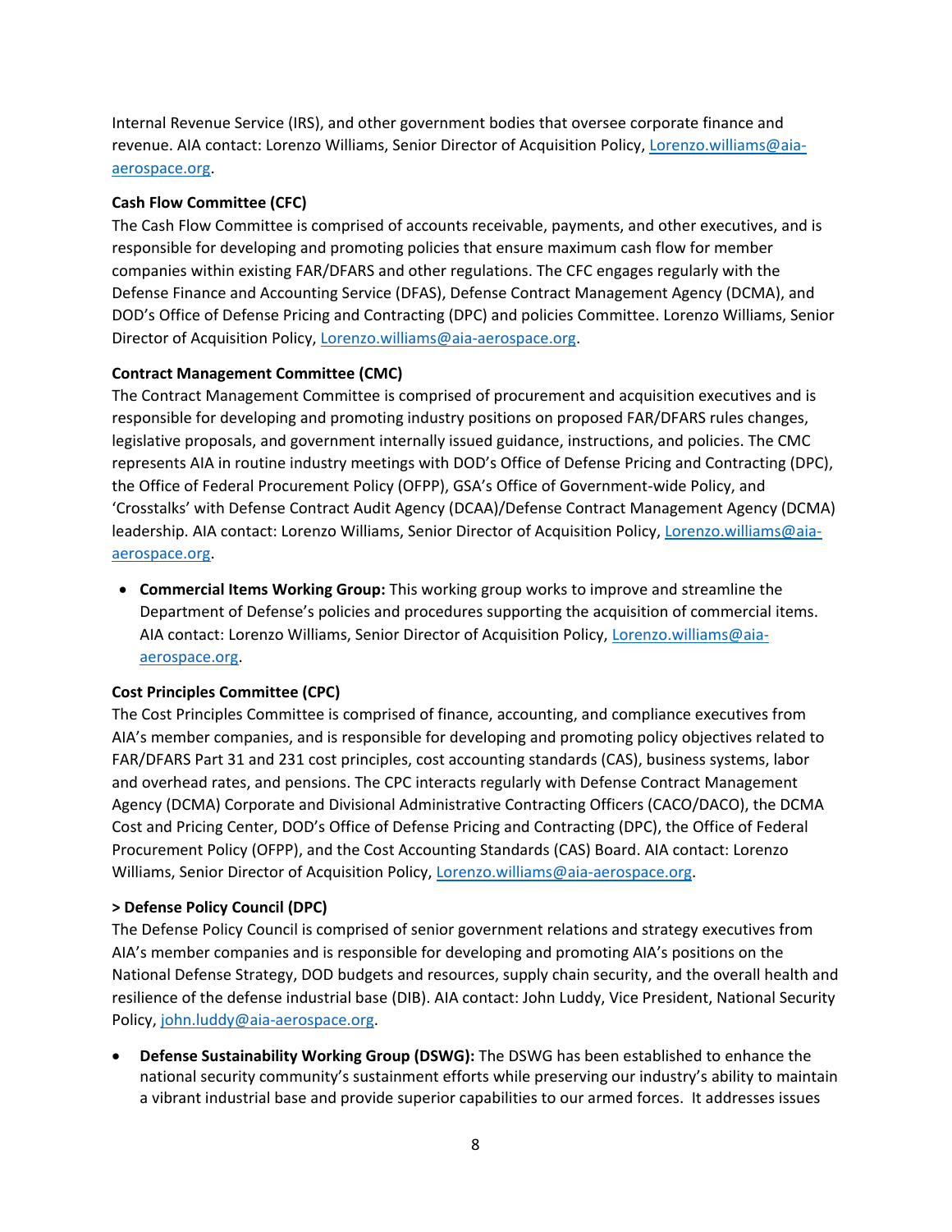Internal Revenue Service (IRS), and other government bodies that oversee corporate finance and revenue. AIA contact: Lorenzo Williams, Senior Director of Acquisition Policy, [Lorenzo.williams@aia-aerospace.org](mailto:Lorenzo.williams@aia-aerospace.org).

**Cash Flow Committee (CFC)**
The Cash Flow Committee is comprised of accounts receivable, payments, and other executives, and is responsible for developing and promoting policies that ensure maximum cash flow for member companies within existing FAR/DFARS and other regulations. The CFC engages regularly with the Defense Finance and Accounting Service (DFAS), Defense Contract Management Agency (DCMA), and DOD's Office of Defense Pricing and Contracting (DPC) and policies Committee. Lorenzo Williams, Senior Director of Acquisition Policy, [Lorenzo.williams@aia-aerospace.org](mailto:Lorenzo.williams@aia-aerospace.org).

**Contract Management Committee (CMC)**
The Contract Management Committee is comprised of procurement and acquisition executives and is responsible for developing and promoting industry positions on proposed FAR/DFARS rules changes, legislative proposals, and government internally issued guidance, instructions, and policies. The CMC represents AIA in routine industry meetings with DOD's Office of Defense Pricing and Contracting (DPC), the Office of Federal Procurement Policy (OFPP), GSA's Office of Government-wide Policy, and 'Crosstalks' with Defense Contract Audit Agency (DCAA)/Defense Contract Management Agency (DCMA) leadership. AIA contact: Lorenzo Williams, Senior Director of Acquisition Policy, [Lorenzo.williams@aia-aerospace.org](mailto:Lorenzo.williams@aia-aerospace.org).

- **Commercial Items Working Group:** This working group works to improve and streamline the Department of Defense's policies and procedures supporting the acquisition of commercial items. AIA contact: Lorenzo Williams, Senior Director of Acquisition Policy, [Lorenzo.williams@aia-aerospace.org](mailto:Lorenzo.williams@aia-aerospace.org).

**Cost Principles Committee (CPC)**
The Cost Principles Committee is comprised of finance, accounting, and compliance executives from AIA's member companies, and is responsible for developing and promoting policy objectives related to FAR/DFARS Part 31 and 231 cost principles, cost accounting standards (CAS), business systems, labor and overhead rates, and pensions. The CPC interacts regularly with Defense Contract Management Agency (DCMA) Corporate and Divisional Administrative Contracting Officers (CACO/DACO), the DCMA Cost and Pricing Center, DOD's Office of Defense Pricing and Contracting (DPC), the Office of Federal Procurement Policy (OFPP), and the Cost Accounting Standards (CAS) Board. AIA contact: Lorenzo Williams, Senior Director of Acquisition Policy, [Lorenzo.williams@aia-aerospace.org](mailto:Lorenzo.williams@aia-aerospace.org).

**> Defense Policy Council (DPC)**
The Defense Policy Council is comprised of senior government relations and strategy executives from AIA's member companies and is responsible for developing and promoting AIA's positions on the National Defense Strategy, DOD budgets and resources, supply chain security, and the overall health and resilience of the defense industrial base (DIB). AIA contact: John Luddy, Vice President, National Security Policy, [john.luddy@aia-aerospace.org](mailto:john.luddy@aia-aerospace.org).

- **Defense Sustainability Working Group (DSWG):** The DSWG has been established to enhance the national security community's sustainment efforts while preserving our industry's ability to maintain a vibrant industrial base and provide superior capabilities to our armed forces. It addresses issues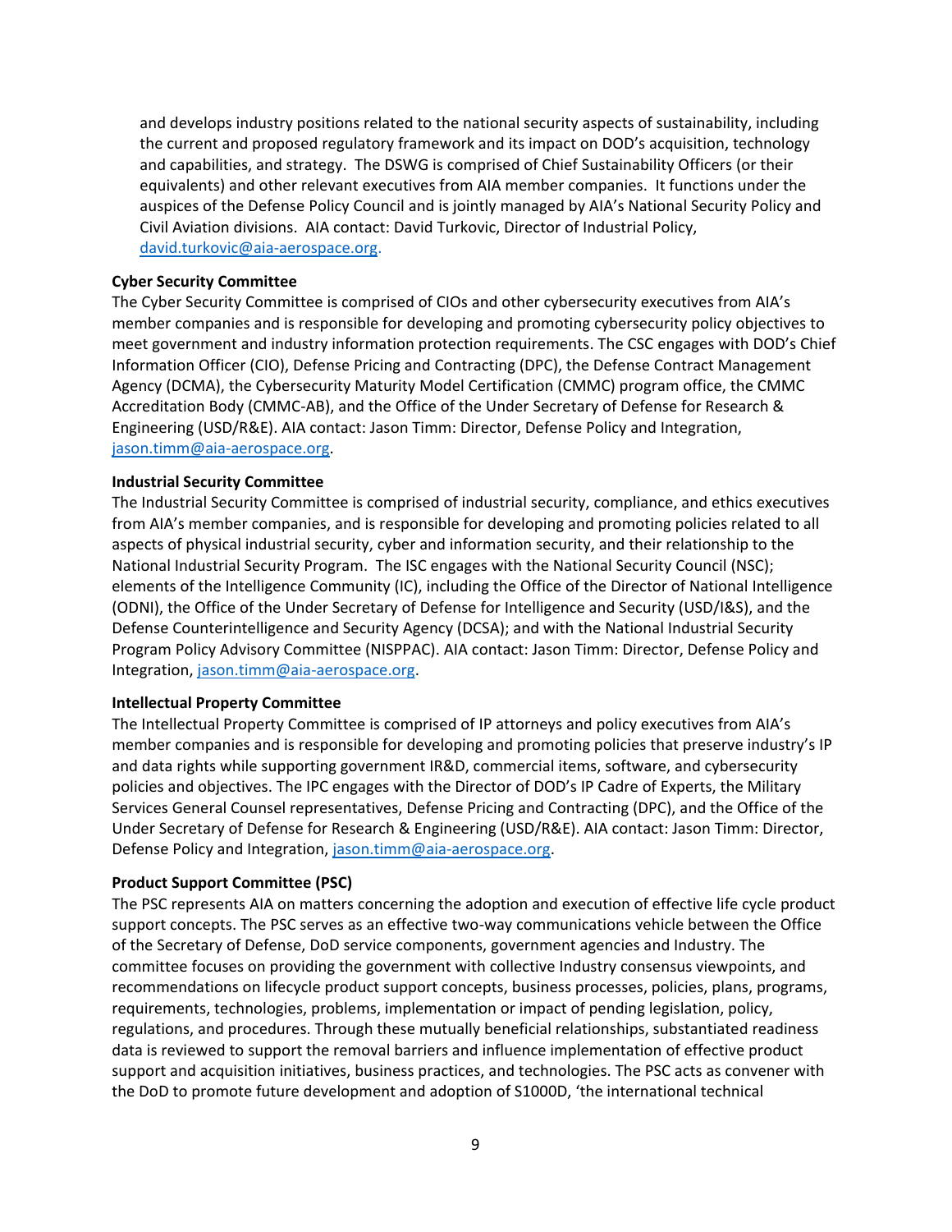and develops industry positions related to the national security aspects of sustainability, including the current and proposed regulatory framework and its impact on DOD's acquisition, technology and capabilities, and strategy. The DSWG is comprised of Chief Sustainability Officers (or their equivalents) and other relevant executives from AIA member companies. It functions under the auspices of the Defense Policy Council and is jointly managed by AIA's National Security Policy and Civil Aviation divisions. AIA contact: David Turkovic, Director of Industrial Policy, david.turkovic@aia-aerospace.org.

**Cyber Security Committee**
The Cyber Security Committee is comprised of CIOs and other cybersecurity executives from AIA's member companies and is responsible for developing and promoting cybersecurity policy objectives to meet government and industry information protection requirements. The CSC engages with DOD's Chief Information Officer (CIO), Defense Pricing and Contracting (DPC), the Defense Contract Management Agency (DCMA), the Cybersecurity Maturity Model Certification (CMMC) program office, the CMMC Accreditation Body (CMMC-AB), and the Office of the Under Secretary of Defense for Research & Engineering (USD/R&E). AIA contact: Jason Timm: Director, Defense Policy and Integration, jason.timm@aia-aerospace.org.

**Industrial Security Committee**
The Industrial Security Committee is comprised of industrial security, compliance, and ethics executives from AIA's member companies, and is responsible for developing and promoting policies related to all aspects of physical industrial security, cyber and information security, and their relationship to the National Industrial Security Program. The ISC engages with the National Security Council (NSC); elements of the Intelligence Community (IC), including the Office of the Director of National Intelligence (ODNI), the Office of the Under Secretary of Defense for Intelligence and Security (USD/I&S), and the Defense Counterintelligence and Security Agency (DCSA); and with the National Industrial Security Program Policy Advisory Committee (NISPPAC). AIA contact: Jason Timm: Director, Defense Policy and Integration, jason.timm@aia-aerospace.org.

**Intellectual Property Committee**
The Intellectual Property Committee is comprised of IP attorneys and policy executives from AIA's member companies and is responsible for developing and promoting policies that preserve industry's IP and data rights while supporting government IR&D, commercial items, software, and cybersecurity policies and objectives. The IPC engages with the Director of DOD's IP Cadre of Experts, the Military Services General Counsel representatives, Defense Pricing and Contracting (DPC), and the Office of the Under Secretary of Defense for Research & Engineering (USD/R&E). AIA contact: Jason Timm: Director, Defense Policy and Integration, jason.timm@aia-aerospace.org.

**Product Support Committee (PSC)**
The PSC represents AIA on matters concerning the adoption and execution of effective life cycle product support concepts. The PSC serves as an effective two-way communications vehicle between the Office of the Secretary of Defense, DoD service components, government agencies and Industry. The committee focuses on providing the government with collective Industry consensus viewpoints, and recommendations on lifecycle product support concepts, business processes, policies, plans, programs, requirements, technologies, problems, implementation or impact of pending legislation, policy, regulations, and procedures. Through these mutually beneficial relationships, substantiated readiness data is reviewed to support the removal barriers and influence implementation of effective product support and acquisition initiatives, business practices, and technologies. The PSC acts as convener with the DoD to promote future development and adoption of S1000D, 'the international technical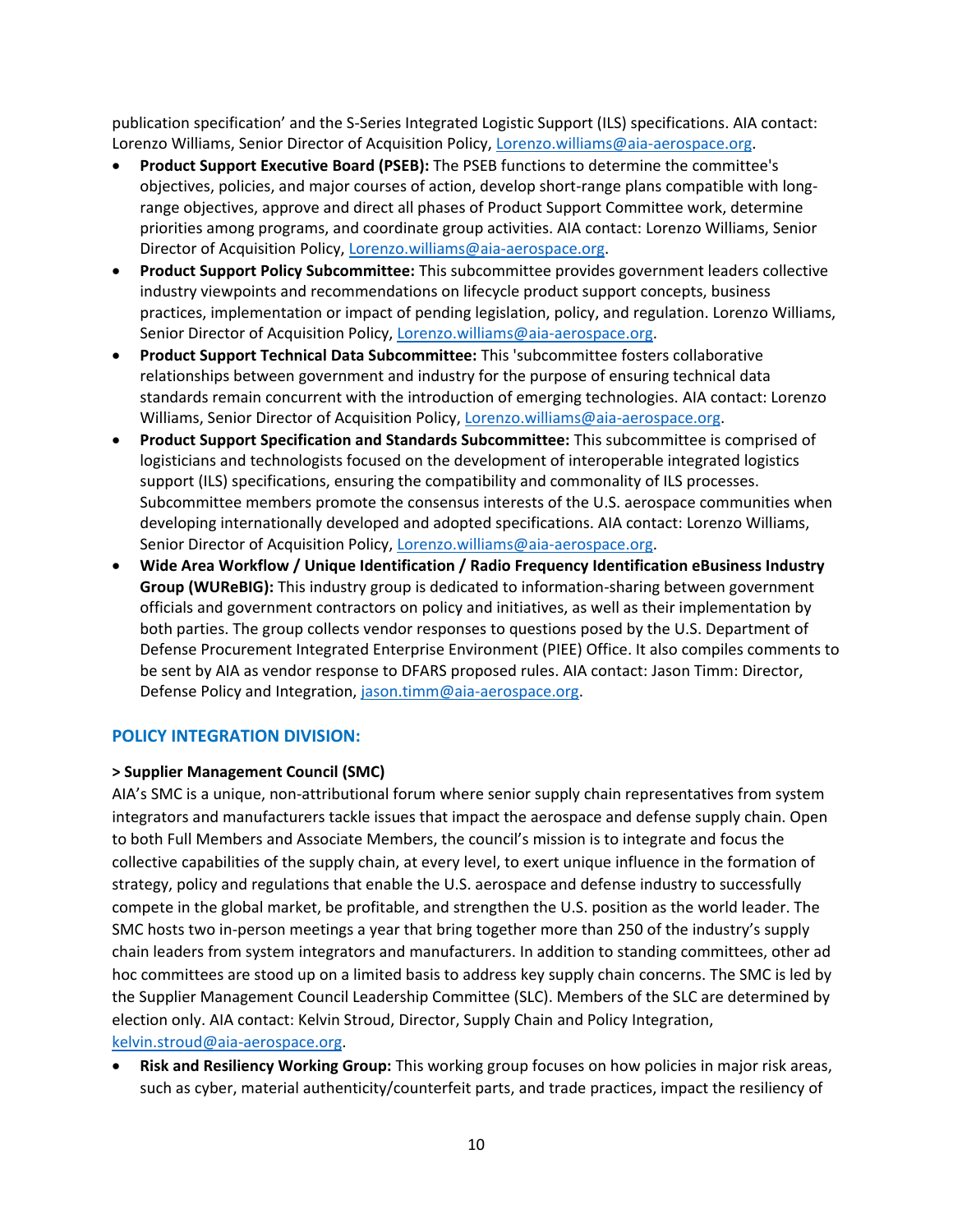publication specification' and the S-Series Integrated Logistic Support (ILS) specifications. AIA contact: Lorenzo Williams, Senior Director of Acquisition Policy, Lorenzo.williams@aia-aerospace.org.

- **Product Support Executive Board (PSEB):** The PSEB functions to determine the committee's objectives, policies, and major courses of action, develop short-range plans compatible with long-range objectives, approve and direct all phases of Product Support Committee work, determine priorities among programs, and coordinate group activities. AIA contact: Lorenzo Williams, Senior Director of Acquisition Policy, Lorenzo.williams@aia-aerospace.org.
- **Product Support Policy Subcommittee:** This subcommittee provides government leaders collective industry viewpoints and recommendations on lifecycle product support concepts, business practices, implementation or impact of pending legislation, policy, and regulation. Lorenzo Williams, Senior Director of Acquisition Policy, Lorenzo.williams@aia-aerospace.org.
- **Product Support Technical Data Subcommittee:** This 'subcommittee fosters collaborative relationships between government and industry for the purpose of ensuring technical data standards remain concurrent with the introduction of emerging technologies. AIA contact: Lorenzo Williams, Senior Director of Acquisition Policy, Lorenzo.williams@aia-aerospace.org.
- **Product Support Specification and Standards Subcommittee:** This subcommittee is comprised of logisticians and technologists focused on the development of interoperable integrated logistics support (ILS) specifications, ensuring the compatibility and commonality of ILS processes. Subcommittee members promote the consensus interests of the U.S. aerospace communities when developing internationally developed and adopted specifications. AIA contact: Lorenzo Williams, Senior Director of Acquisition Policy, Lorenzo.williams@aia-aerospace.org.
- **Wide Area Workflow / Unique Identification / Radio Frequency Identification eBusiness Industry Group (WUReBIG):** This industry group is dedicated to information-sharing between government officials and government contractors on policy and initiatives, as well as their implementation by both parties. The group collects vendor responses to questions posed by the U.S. Department of Defense Procurement Integrated Enterprise Environment (PIEE) Office. It also compiles comments to be sent by AIA as vendor response to DFARS proposed rules. AIA contact: Jason Timm: Director, Defense Policy and Integration, jason.timm@aia-aerospace.org.

## POLICY INTEGRATION DIVISION:

**> Supplier Management Council (SMC)**

AIA's SMC is a unique, non-attributional forum where senior supply chain representatives from system integrators and manufacturers tackle issues that impact the aerospace and defense supply chain. Open to both Full Members and Associate Members, the council's mission is to integrate and focus the collective capabilities of the supply chain, at every level, to exert unique influence in the formation of strategy, policy and regulations that enable the U.S. aerospace and defense industry to successfully compete in the global market, be profitable, and strengthen the U.S. position as the world leader. The SMC hosts two in-person meetings a year that bring together more than 250 of the industry's supply chain leaders from system integrators and manufacturers. In addition to standing committees, other ad hoc committees are stood up on a limited basis to address key supply chain concerns. The SMC is led by the Supplier Management Council Leadership Committee (SLC). Members of the SLC are determined by election only. AIA contact: Kelvin Stroud, Director, Supply Chain and Policy Integration, kelvin.stroud@aia-aerospace.org.

- **Risk and Resiliency Working Group:** This working group focuses on how policies in major risk areas, such as cyber, material authenticity/counterfeit parts, and trade practices, impact the resiliency of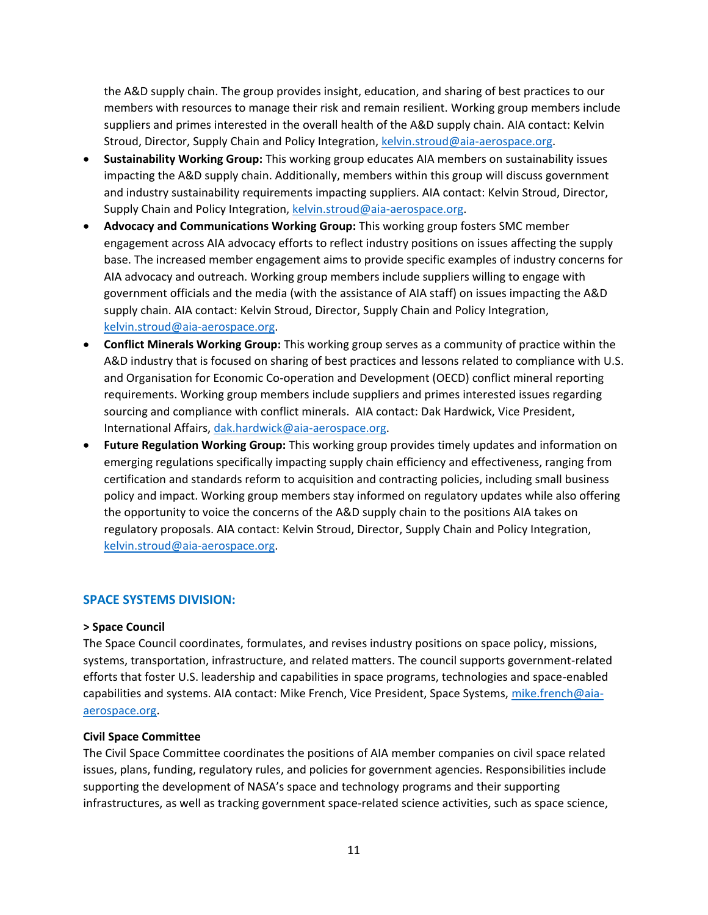the A&D supply chain. The group provides insight, education, and sharing of best practices to our members with resources to manage their risk and remain resilient. Working group members include suppliers and primes interested in the overall health of the A&D supply chain. AIA contact: Kelvin Stroud, Director, Supply Chain and Policy Integration, kelvin.stroud@aia-aerospace.org.

- **Sustainability Working Group:** This working group educates AIA members on sustainability issues impacting the A&D supply chain. Additionally, members within this group will discuss government and industry sustainability requirements impacting suppliers. AIA contact: Kelvin Stroud, Director, Supply Chain and Policy Integration, kelvin.stroud@aia-aerospace.org.
- **Advocacy and Communications Working Group:** This working group fosters SMC member engagement across AIA advocacy efforts to reflect industry positions on issues affecting the supply base. The increased member engagement aims to provide specific examples of industry concerns for AIA advocacy and outreach. Working group members include suppliers willing to engage with government officials and the media (with the assistance of AIA staff) on issues impacting the A&D supply chain. AIA contact: Kelvin Stroud, Director, Supply Chain and Policy Integration, kelvin.stroud@aia-aerospace.org.
- **Conflict Minerals Working Group:** This working group serves as a community of practice within the A&D industry that is focused on sharing of best practices and lessons related to compliance with U.S. and Organisation for Economic Co-operation and Development (OECD) conflict mineral reporting requirements. Working group members include suppliers and primes interested issues regarding sourcing and compliance with conflict minerals. AIA contact: Dak Hardwick, Vice President, International Affairs, dak.hardwick@aia-aerospace.org.
- **Future Regulation Working Group:** This working group provides timely updates and information on emerging regulations specifically impacting supply chain efficiency and effectiveness, ranging from certification and standards reform to acquisition and contracting policies, including small business policy and impact. Working group members stay informed on regulatory updates while also offering the opportunity to voice the concerns of the A&D supply chain to the positions AIA takes on regulatory proposals. AIA contact: Kelvin Stroud, Director, Supply Chain and Policy Integration, kelvin.stroud@aia-aerospace.org.

## SPACE SYSTEMS DIVISION:

**> Space Council**

The Space Council coordinates, formulates, and revises industry positions on space policy, missions, systems, transportation, infrastructure, and related matters. The council supports government-related efforts that foster U.S. leadership and capabilities in space programs, technologies and space-enabled capabilities and systems. AIA contact: Mike French, Vice President, Space Systems, mike.french@aia-aerospace.org.

**Civil Space Committee**

The Civil Space Committee coordinates the positions of AIA member companies on civil space related issues, plans, funding, regulatory rules, and policies for government agencies. Responsibilities include supporting the development of NASA's space and technology programs and their supporting infrastructures, as well as tracking government space-related science activities, such as space science,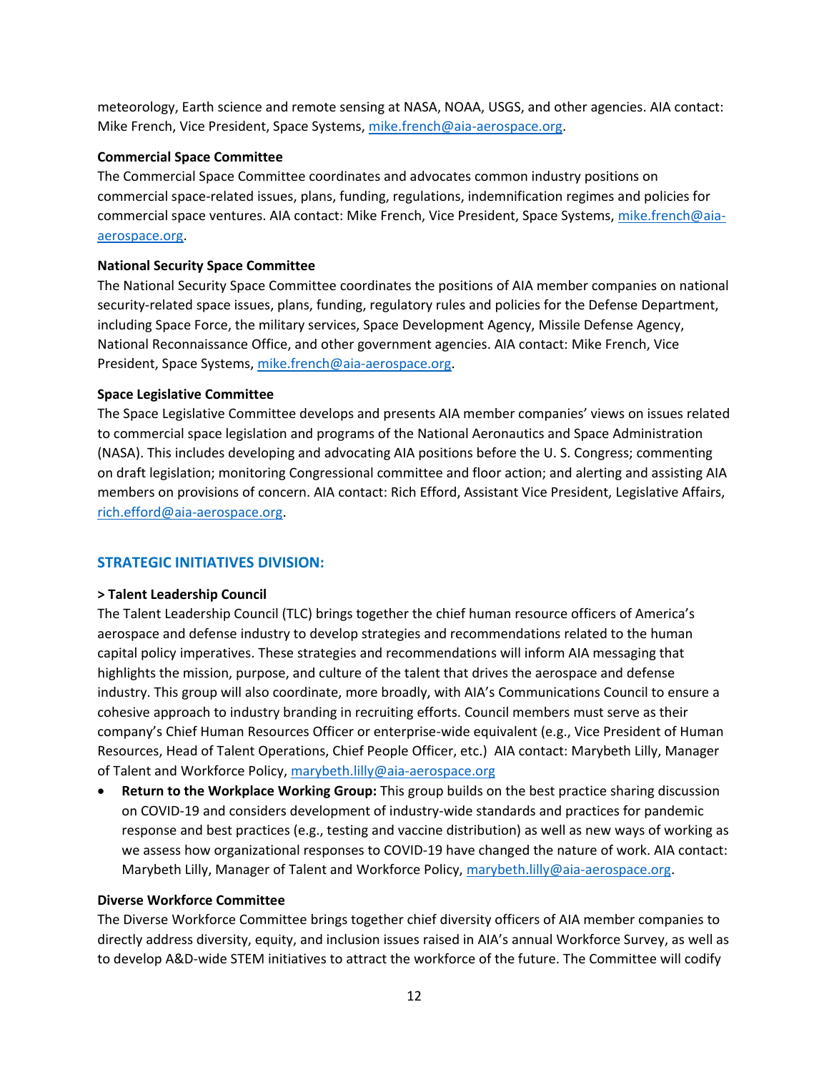meteorology, Earth science and remote sensing at NASA, NOAA, USGS, and other agencies. AIA contact: Mike French, Vice President, Space Systems, mike.french@aia-aerospace.org.

**Commercial Space Committee**
The Commercial Space Committee coordinates and advocates common industry positions on commercial space-related issues, plans, funding, regulations, indemnification regimes and policies for commercial space ventures. AIA contact: Mike French, Vice President, Space Systems, mike.french@aia-aerospace.org.

**National Security Space Committee**
The National Security Space Committee coordinates the positions of AIA member companies on national security-related space issues, plans, funding, regulatory rules and policies for the Defense Department, including Space Force, the military services, Space Development Agency, Missile Defense Agency, National Reconnaissance Office, and other government agencies. AIA contact: Mike French, Vice President, Space Systems, mike.french@aia-aerospace.org.

**Space Legislative Committee**
The Space Legislative Committee develops and presents AIA member companies' views on issues related to commercial space legislation and programs of the National Aeronautics and Space Administration (NASA). This includes developing and advocating AIA positions before the U. S. Congress; commenting on draft legislation; monitoring Congressional committee and floor action; and alerting and assisting AIA members on provisions of concern. AIA contact: Rich Efford, Assistant Vice President, Legislative Affairs, rich.efford@aia-aerospace.org.

## STRATEGIC INITIATIVES DIVISION:

**> Talent Leadership Council**
The Talent Leadership Council (TLC) brings together the chief human resource officers of America's aerospace and defense industry to develop strategies and recommendations related to the human capital policy imperatives. These strategies and recommendations will inform AIA messaging that highlights the mission, purpose, and culture of the talent that drives the aerospace and defense industry. This group will also coordinate, more broadly, with AIA's Communications Council to ensure a cohesive approach to industry branding in recruiting efforts. Council members must serve as their company's Chief Human Resources Officer or enterprise-wide equivalent (e.g., Vice President of Human Resources, Head of Talent Operations, Chief People Officer, etc.) AIA contact: Marybeth Lilly, Manager of Talent and Workforce Policy, marybeth.lilly@aia-aerospace.org

- **Return to the Workplace Working Group:** This group builds on the best practice sharing discussion on COVID-19 and considers development of industry-wide standards and practices for pandemic response and best practices (e.g., testing and vaccine distribution) as well as new ways of working as we assess how organizational responses to COVID-19 have changed the nature of work. AIA contact: Marybeth Lilly, Manager of Talent and Workforce Policy, marybeth.lilly@aia-aerospace.org.

**Diverse Workforce Committee**
The Diverse Workforce Committee brings together chief diversity officers of AIA member companies to directly address diversity, equity, and inclusion issues raised in AIA's annual Workforce Survey, as well as to develop A&D-wide STEM initiatives to attract the workforce of the future. The Committee will codify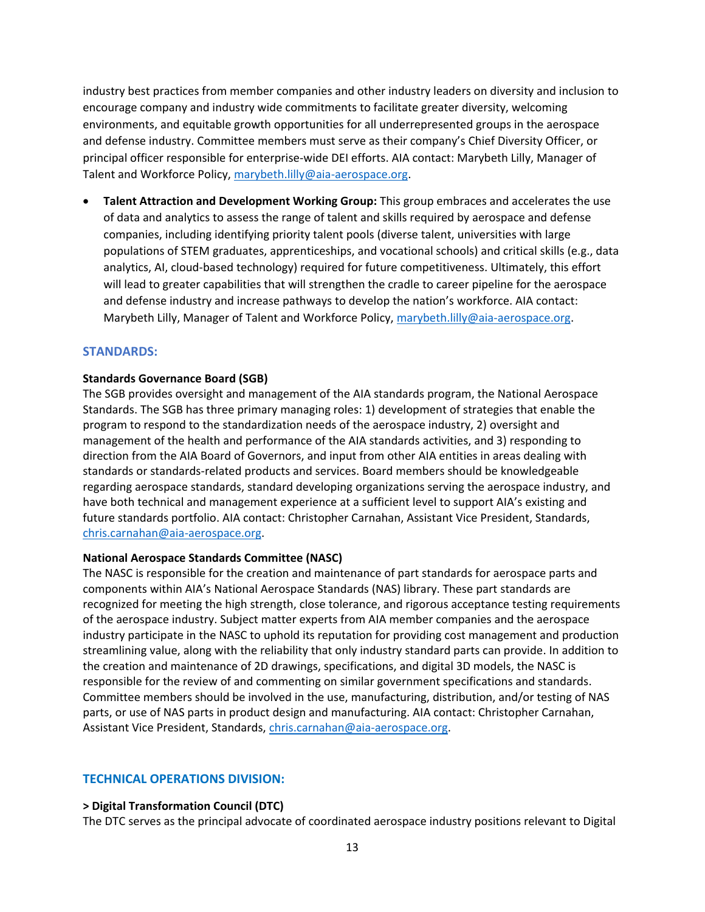industry best practices from member companies and other industry leaders on diversity and inclusion to encourage company and industry wide commitments to facilitate greater diversity, welcoming environments, and equitable growth opportunities for all underrepresented groups in the aerospace and defense industry. Committee members must serve as their company's Chief Diversity Officer, or principal officer responsible for enterprise-wide DEI efforts. AIA contact: Marybeth Lilly, Manager of Talent and Workforce Policy, marybeth.lilly@aia-aerospace.org.

- **Talent Attraction and Development Working Group:** This group embraces and accelerates the use of data and analytics to assess the range of talent and skills required by aerospace and defense companies, including identifying priority talent pools (diverse talent, universities with large populations of STEM graduates, apprenticeships, and vocational schools) and critical skills (e.g., data analytics, AI, cloud-based technology) required for future competitiveness. Ultimately, this effort will lead to greater capabilities that will strengthen the cradle to career pipeline for the aerospace and defense industry and increase pathways to develop the nation's workforce. AIA contact: Marybeth Lilly, Manager of Talent and Workforce Policy, marybeth.lilly@aia-aerospace.org.

## STANDARDS:

**Standards Governance Board (SGB)**
The SGB provides oversight and management of the AIA standards program, the National Aerospace Standards. The SGB has three primary managing roles: 1) development of strategies that enable the program to respond to the standardization needs of the aerospace industry, 2) oversight and management of the health and performance of the AIA standards activities, and 3) responding to direction from the AIA Board of Governors, and input from other AIA entities in areas dealing with standards or standards-related products and services. Board members should be knowledgeable regarding aerospace standards, standard developing organizations serving the aerospace industry, and have both technical and management experience at a sufficient level to support AIA's existing and future standards portfolio. AIA contact: Christopher Carnahan, Assistant Vice President, Standards, chris.carnahan@aia-aerospace.org.

**National Aerospace Standards Committee (NASC)**
The NASC is responsible for the creation and maintenance of part standards for aerospace parts and components within AIA's National Aerospace Standards (NAS) library. These part standards are recognized for meeting the high strength, close tolerance, and rigorous acceptance testing requirements of the aerospace industry. Subject matter experts from AIA member companies and the aerospace industry participate in the NASC to uphold its reputation for providing cost management and production streamlining value, along with the reliability that only industry standard parts can provide. In addition to the creation and maintenance of 2D drawings, specifications, and digital 3D models, the NASC is responsible for the review of and commenting on similar government specifications and standards. Committee members should be involved in the use, manufacturing, distribution, and/or testing of NAS parts, or use of NAS parts in product design and manufacturing. AIA contact: Christopher Carnahan, Assistant Vice President, Standards, chris.carnahan@aia-aerospace.org.

## TECHNICAL OPERATIONS DIVISION:

**> Digital Transformation Council (DTC)**
The DTC serves as the principal advocate of coordinated aerospace industry positions relevant to Digital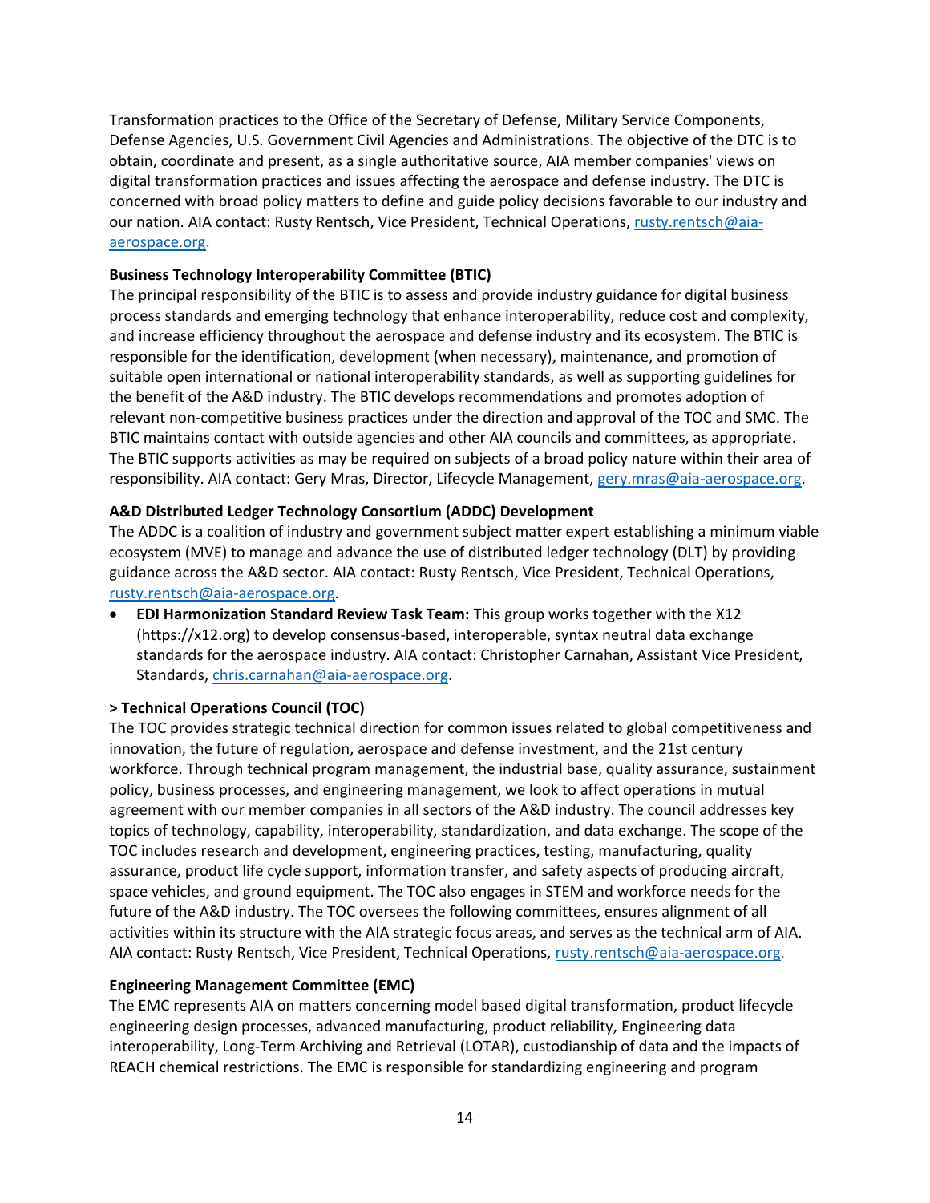Transformation practices to the Office of the Secretary of Defense, Military Service Components, Defense Agencies, U.S. Government Civil Agencies and Administrations. The objective of the DTC is to obtain, coordinate and present, as a single authoritative source, AIA member companies' views on digital transformation practices and issues affecting the aerospace and defense industry. The DTC is concerned with broad policy matters to define and guide policy decisions favorable to our industry and our nation. AIA contact: Rusty Rentsch, Vice President, Technical Operations, rusty.rentsch@aia-aerospace.org.

**Business Technology Interoperability Committee (BTIC)**
The principal responsibility of the BTIC is to assess and provide industry guidance for digital business process standards and emerging technology that enhance interoperability, reduce cost and complexity, and increase efficiency throughout the aerospace and defense industry and its ecosystem. The BTIC is responsible for the identification, development (when necessary), maintenance, and promotion of suitable open international or national interoperability standards, as well as supporting guidelines for the benefit of the A&D industry. The BTIC develops recommendations and promotes adoption of relevant non-competitive business practices under the direction and approval of the TOC and SMC. The BTIC maintains contact with outside agencies and other AIA councils and committees, as appropriate. The BTIC supports activities as may be required on subjects of a broad policy nature within their area of responsibility. AIA contact: Gery Mras, Director, Lifecycle Management, gery.mras@aia-aerospace.org.

**A&D Distributed Ledger Technology Consortium (ADDC) Development**
The ADDC is a coalition of industry and government subject matter expert establishing a minimum viable ecosystem (MVE) to manage and advance the use of distributed ledger technology (DLT) by providing guidance across the A&D sector. AIA contact: Rusty Rentsch, Vice President, Technical Operations, rusty.rentsch@aia-aerospace.org.

- **EDI Harmonization Standard Review Task Team:** This group works together with the X12 (https://x12.org) to develop consensus-based, interoperable, syntax neutral data exchange standards for the aerospace industry. AIA contact: Christopher Carnahan, Assistant Vice President, Standards, chris.carnahan@aia-aerospace.org.

**> Technical Operations Council (TOC)**
The TOC provides strategic technical direction for common issues related to global competitiveness and innovation, the future of regulation, aerospace and defense investment, and the 21st century workforce. Through technical program management, the industrial base, quality assurance, sustainment policy, business processes, and engineering management, we look to affect operations in mutual agreement with our member companies in all sectors of the A&D industry. The council addresses key topics of technology, capability, interoperability, standardization, and data exchange. The scope of the TOC includes research and development, engineering practices, testing, manufacturing, quality assurance, product life cycle support, information transfer, and safety aspects of producing aircraft, space vehicles, and ground equipment. The TOC also engages in STEM and workforce needs for the future of the A&D industry. The TOC oversees the following committees, ensures alignment of all activities within its structure with the AIA strategic focus areas, and serves as the technical arm of AIA. AIA contact: Rusty Rentsch, Vice President, Technical Operations, rusty.rentsch@aia-aerospace.org.

**Engineering Management Committee (EMC)**
The EMC represents AIA on matters concerning model based digital transformation, product lifecycle engineering design processes, advanced manufacturing, product reliability, Engineering data interoperability, Long-Term Archiving and Retrieval (LOTAR), custodianship of data and the impacts of REACH chemical restrictions. The EMC is responsible for standardizing engineering and program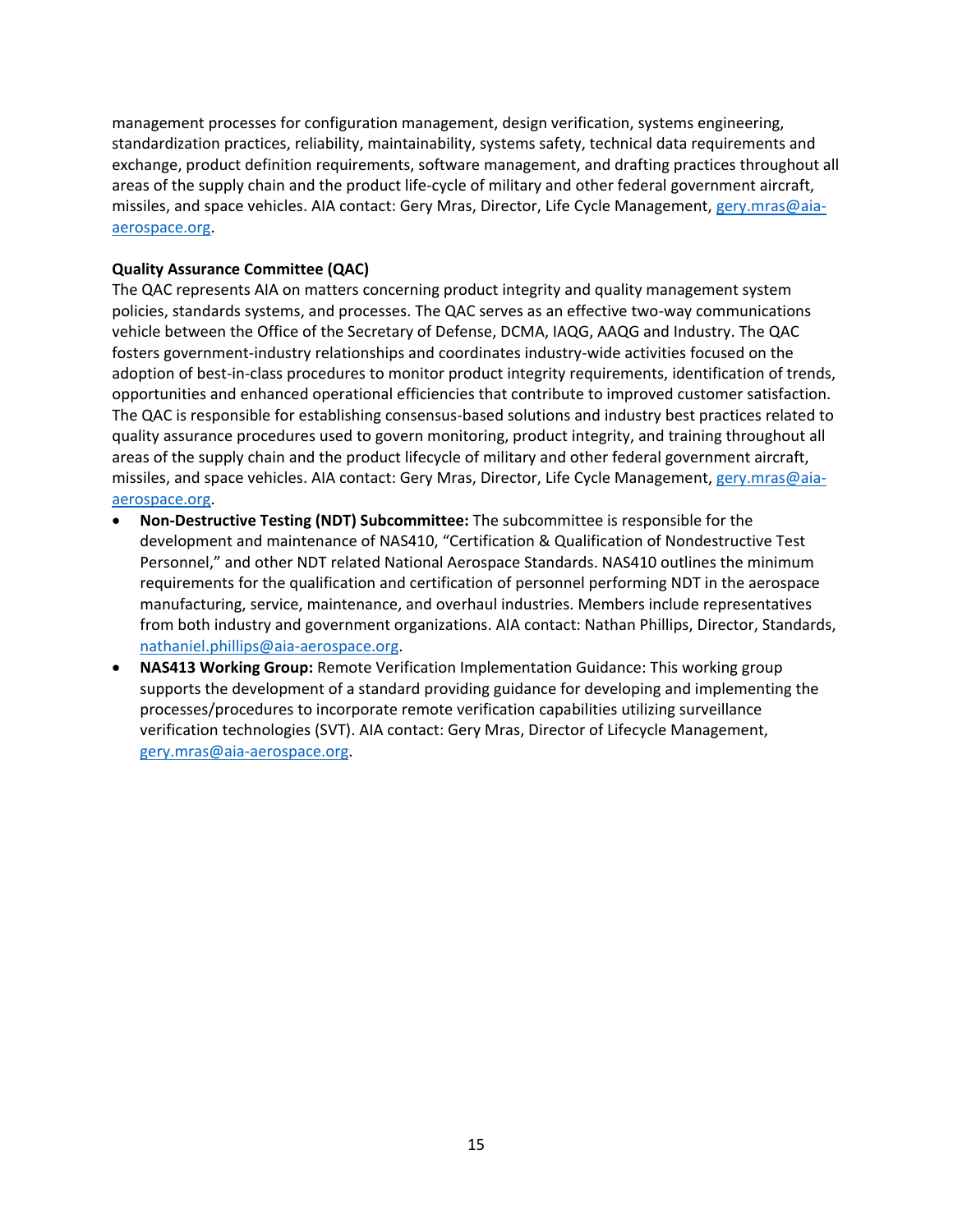management processes for configuration management, design verification, systems engineering, standardization practices, reliability, maintainability, systems safety, technical data requirements and exchange, product definition requirements, software management, and drafting practices throughout all areas of the supply chain and the product life-cycle of military and other federal government aircraft, missiles, and space vehicles. AIA contact: Gery Mras, Director, Life Cycle Management, gery.mras@aia-aerospace.org.

**Quality Assurance Committee (QAC)**

The QAC represents AIA on matters concerning product integrity and quality management system policies, standards systems, and processes. The QAC serves as an effective two-way communications vehicle between the Office of the Secretary of Defense, DCMA, IAQG, AAQG and Industry. The QAC fosters government-industry relationships and coordinates industry-wide activities focused on the adoption of best-in-class procedures to monitor product integrity requirements, identification of trends, opportunities and enhanced operational efficiencies that contribute to improved customer satisfaction. The QAC is responsible for establishing consensus-based solutions and industry best practices related to quality assurance procedures used to govern monitoring, product integrity, and training throughout all areas of the supply chain and the product lifecycle of military and other federal government aircraft, missiles, and space vehicles. AIA contact: Gery Mras, Director, Life Cycle Management, gery.mras@aia-aerospace.org.

- **Non-Destructive Testing (NDT) Subcommittee:** The subcommittee is responsible for the development and maintenance of NAS410, "Certification & Qualification of Nondestructive Test Personnel," and other NDT related National Aerospace Standards. NAS410 outlines the minimum requirements for the qualification and certification of personnel performing NDT in the aerospace manufacturing, service, maintenance, and overhaul industries. Members include representatives from both industry and government organizations. AIA contact: Nathan Phillips, Director, Standards, nathaniel.phillips@aia-aerospace.org.
- **NAS413 Working Group:** Remote Verification Implementation Guidance: This working group supports the development of a standard providing guidance for developing and implementing the processes/procedures to incorporate remote verification capabilities utilizing surveillance verification technologies (SVT). AIA contact: Gery Mras, Director of Lifecycle Management, gery.mras@aia-aerospace.org.